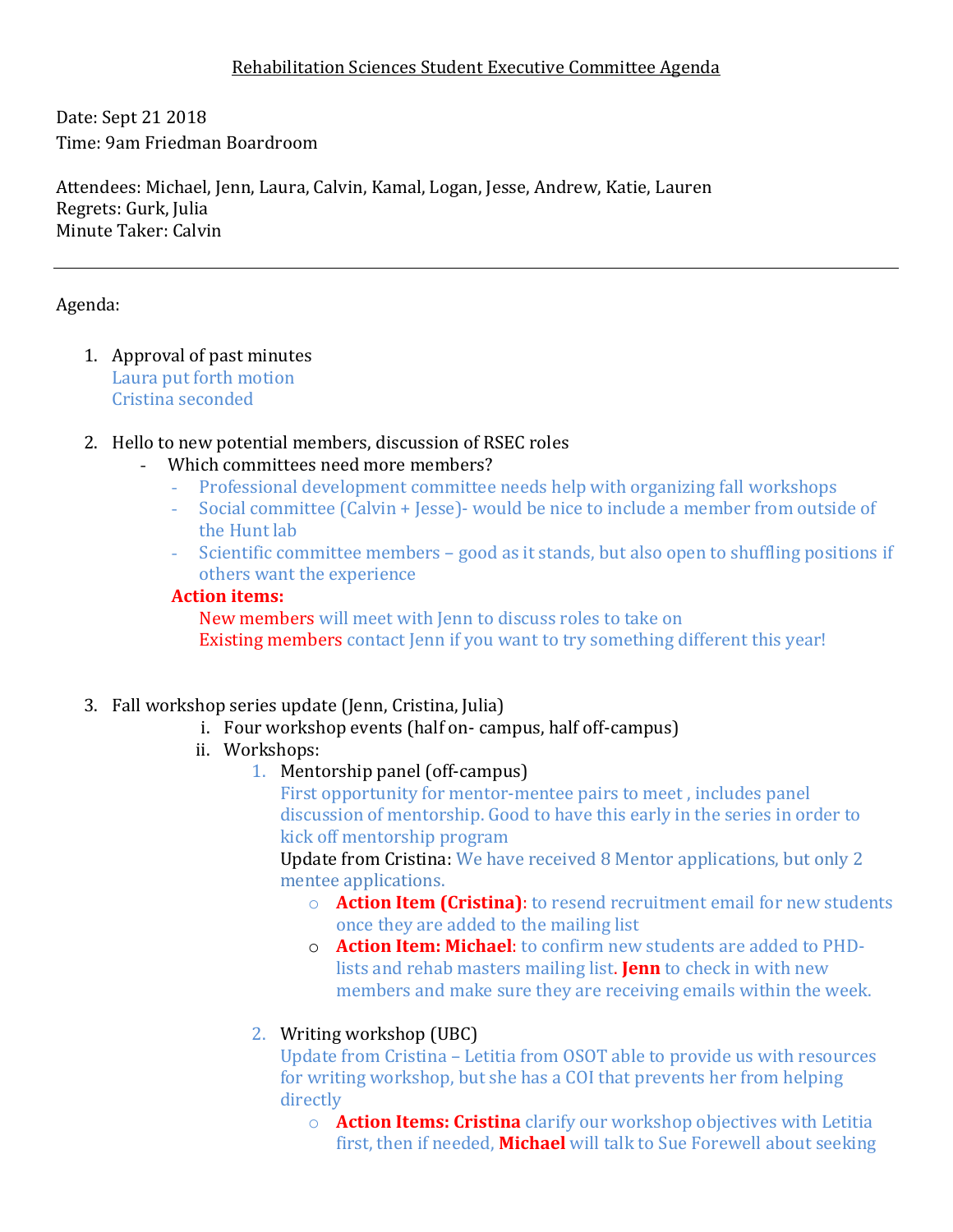# Rehabilitation Sciences Student Executive Committee Agenda

Date: Sept 21 2018
Time: 9am Friedman Boardroom

Attendees: Michael, Jenn, Laura, Calvin, Kamal, Logan, Jesse, Andrew, Katie, Lauren
Regrets: Gurk, Julia
Minute Taker: Calvin

---

Agenda:

1. Approval of past minutes
   Laura put forth motion
   Cristina seconded

2. Hello to new potential members, discussion of RSEC roles
   - Which committees need more members?
     - Professional development committee needs help with organizing fall workshops
     - Social committee (Calvin + Jesse)- would be nice to include a member from outside of the Hunt lab
     - Scientific committee members – good as it stands, but also open to shuffling positions if others want the experience

     **Action items:**
     New members will meet with Jenn to discuss roles to take on
     Existing members contact Jenn if you want to try something different this year!

3. Fall workshop series update (Jenn, Cristina, Julia)
   i. Four workshop events (half on- campus, half off-campus)
   ii. Workshops:
      1. Mentorship panel (off-campus)
         First opportunity for mentor-mentee pairs to meet , includes panel discussion of mentorship. Good to have this early in the series in order to kick off mentorship program
         Update from Cristina: We have received 8 Mentor applications, but only 2 mentee applications.
         - **Action Item (Cristina)**: to resend recruitment email for new students once they are added to the mailing list
         - **Action Item: Michael**: to confirm new students are added to PHD-lists and rehab masters mailing list. **Jenn** to check in with new members and make sure they are receiving emails within the week.
      2. Writing workshop (UBC)
         Update from Cristina – Letitia from OSOT able to provide us with resources for writing workshop, but she has a COI that prevents her from helping directly
         - **Action Items: Cristina** clarify our workshop objectives with Letitia first, then if needed, **Michael** will talk to Sue Forewell about seeking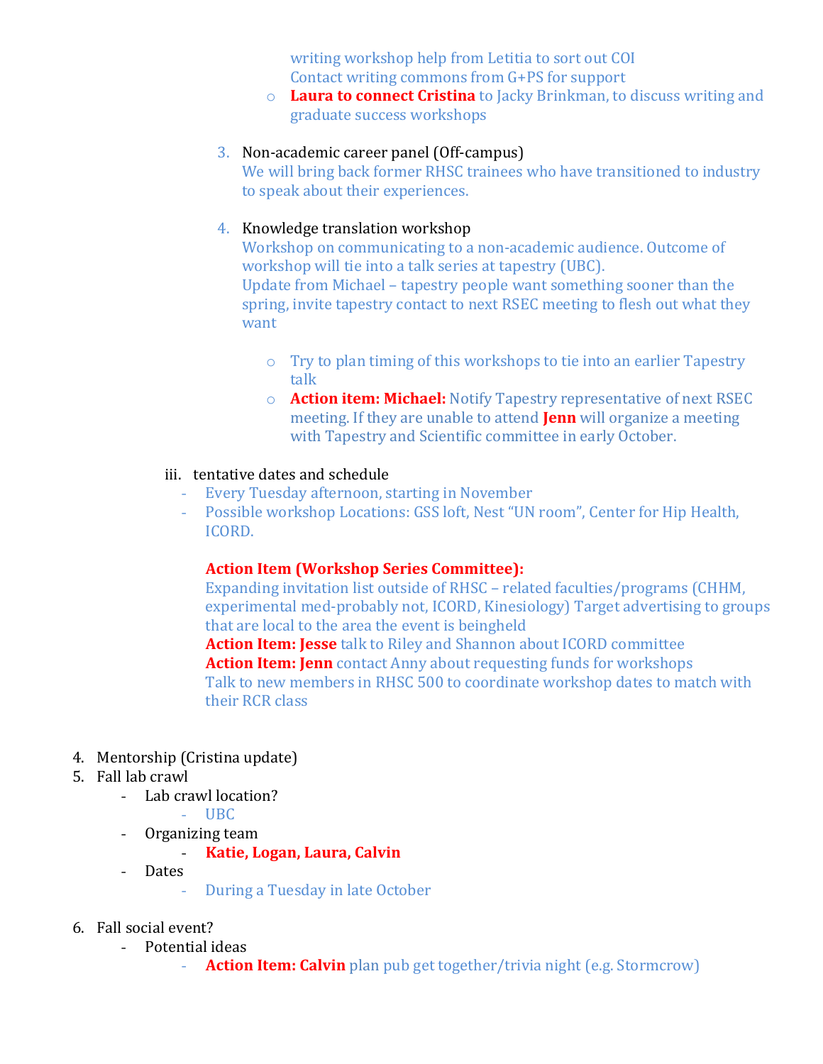writing workshop help from Letitia to sort out COI
Contact writing commons from G+PS for support

- **Laura to connect Cristina** to Jacky Brinkman, to discuss writing and graduate success workshops

3. Non-academic career panel (Off-campus)
   We will bring back former RHSC trainees who have transitioned to industry to speak about their experiences.

4. Knowledge translation workshop
   Workshop on communicating to a non-academic audience. Outcome of workshop will tie into a talk series at tapestry (UBC).
   Update from Michael – tapestry people want something sooner than the spring, invite tapestry contact to next RSEC meeting to flesh out what they want

   - Try to plan timing of this workshops to tie into an earlier Tapestry talk
   - **Action item: Michael:** Notify Tapestry representative of next RSEC meeting. If they are unable to attend **Jenn** will organize a meeting with Tapestry and Scientific committee in early October.

iii. tentative dates and schedule

- Every Tuesday afternoon, starting in November
- Possible workshop Locations: GSS loft, Nest "UN room", Center for Hip Health, ICORD.

  **Action Item (Workshop Series Committee):**
  Expanding invitation list outside of RHSC – related faculties/programs (CHHM, experimental med-probably not, ICORD, Kinesiology) Target advertising to groups that are local to the area the event is beingheld
  **Action Item: Jesse** talk to Riley and Shannon about ICORD committee
  **Action Item: Jenn** contact Anny about requesting funds for workshops
  Talk to new members in RHSC 500 to coordinate workshop dates to match with their RCR class

4. Mentorship (Cristina update)
5. Fall lab crawl
   - Lab crawl location?
     - UBC
   - Organizing team
     - **Katie, Logan, Laura, Calvin**
   - Dates
     - During a Tuesday in late October
6. Fall social event?
   - Potential ideas
     - **Action Item: Calvin** plan pub get together/trivia night (e.g. Stormcrow)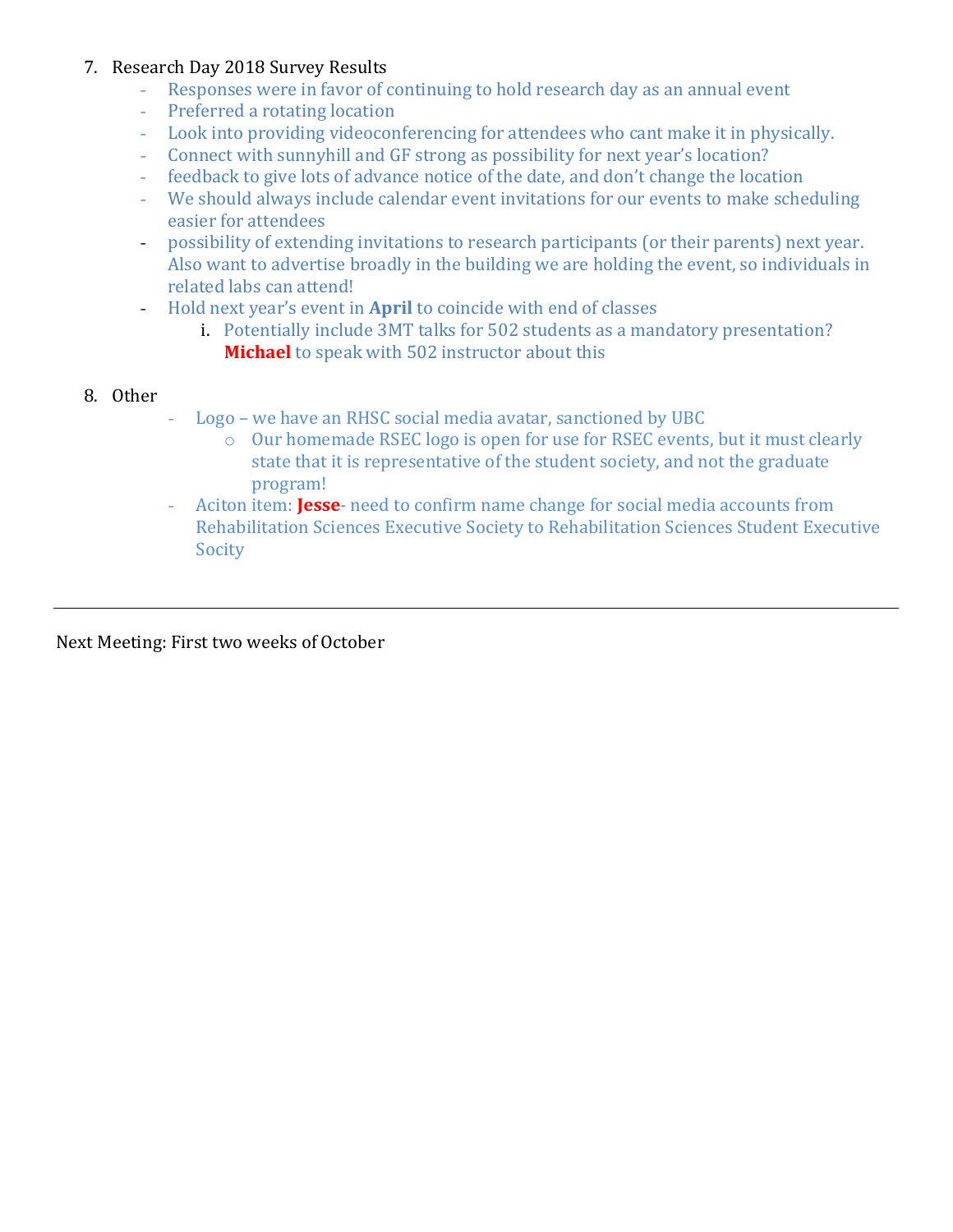7. Research Day 2018 Survey Results
   - Responses were in favor of continuing to hold research day as an annual event
   - Preferred a rotating location
   - Look into providing videoconferencing for attendees who cant make it in physically.
   - Connect with sunnyhill and GF strong as possibility for next year's location?
   - feedback to give lots of advance notice of the date, and don't change the location
   - We should always include calendar event invitations for our events to make scheduling easier for attendees
   - possibility of extending invitations to research participants (or their parents) next year. Also want to advertise broadly in the building we are holding the event, so individuals in related labs can attend!
   - Hold next year's event in **April** to coincide with end of classes
     i. Potentially include 3MT talks for 502 students as a mandatory presentation? **Michael** to speak with 502 instructor about this

8. Other
   - Logo – we have an RHSC social media avatar, sanctioned by UBC
     - Our homemade RSEC logo is open for use for RSEC events, but it must clearly state that it is representative of the student society, and not the graduate program!
   - Aciton item: **Jesse**- need to confirm name change for social media accounts from Rehabilitation Sciences Executive Society to Rehabilitation Sciences Student Executive Socity

---

Next Meeting: First two weeks of October